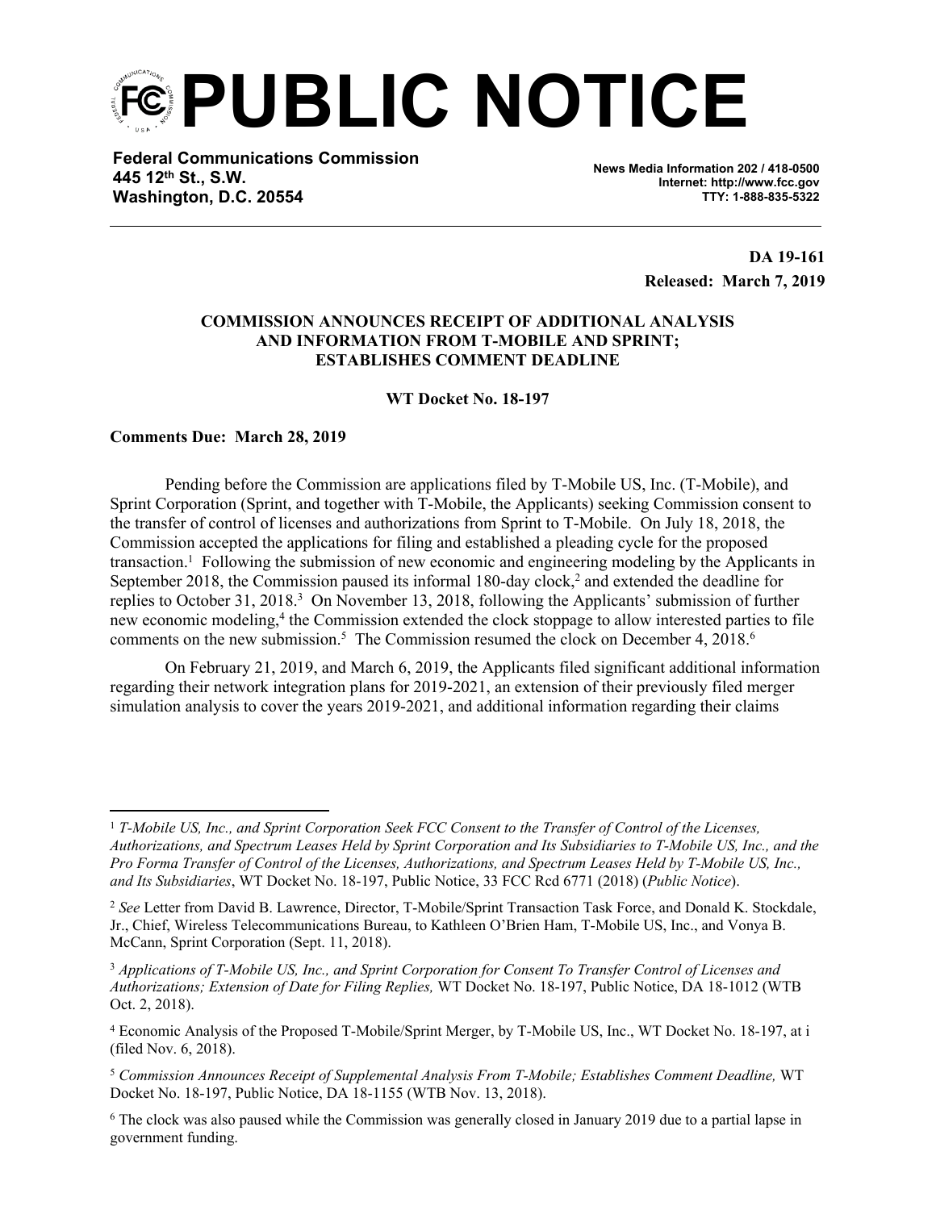# PUBLIC NOTICE

**Federal Communications Commission**
**445 12th St., S.W.**
**Washington, D.C. 20554**

**News Media Information 202 / 418-0500**
**Internet: http://www.fcc.gov**
**TTY: 1-888-835-5322**

**DA 19-161**
**Released: March 7, 2019**

**COMMISSION ANNOUNCES RECEIPT OF ADDITIONAL ANALYSIS AND INFORMATION FROM T-MOBILE AND SPRINT; ESTABLISHES COMMENT DEADLINE**

**WT Docket No. 18-197**

**Comments Due: March 28, 2019**

Pending before the Commission are applications filed by T-Mobile US, Inc. (T-Mobile), and Sprint Corporation (Sprint, and together with T-Mobile, the Applicants) seeking Commission consent to the transfer of control of licenses and authorizations from Sprint to T-Mobile. On July 18, 2018, the Commission accepted the applications for filing and established a pleading cycle for the proposed transaction.[1] Following the submission of new economic and engineering modeling by the Applicants in September 2018, the Commission paused its informal 180-day clock,[2] and extended the deadline for replies to October 31, 2018.[3] On November 13, 2018, following the Applicants' submission of further new economic modeling,[4] the Commission extended the clock stoppage to allow interested parties to file comments on the new submission.[5] The Commission resumed the clock on December 4, 2018.[6]

On February 21, 2019, and March 6, 2019, the Applicants filed significant additional information regarding their network integration plans for 2019-2021, an extension of their previously filed merger simulation analysis to cover the years 2019-2021, and additional information regarding their claims

---

[1] *T-Mobile US, Inc., and Sprint Corporation Seek FCC Consent to the Transfer of Control of the Licenses, Authorizations, and Spectrum Leases Held by Sprint Corporation and Its Subsidiaries to T-Mobile US, Inc., and the Pro Forma Transfer of Control of the Licenses, Authorizations, and Spectrum Leases Held by T-Mobile US, Inc., and Its Subsidiaries*, WT Docket No. 18-197, Public Notice, 33 FCC Rcd 6771 (2018) (*Public Notice*).

[2] *See* Letter from David B. Lawrence, Director, T-Mobile/Sprint Transaction Task Force, and Donald K. Stockdale, Jr., Chief, Wireless Telecommunications Bureau, to Kathleen O'Brien Ham, T-Mobile US, Inc., and Vonya B. McCann, Sprint Corporation (Sept. 11, 2018).

[3] *Applications of T-Mobile US, Inc., and Sprint Corporation for Consent To Transfer Control of Licenses and Authorizations; Extension of Date for Filing Replies,* WT Docket No. 18-197, Public Notice, DA 18-1012 (WTB Oct. 2, 2018).

[4] Economic Analysis of the Proposed T-Mobile/Sprint Merger, by T-Mobile US, Inc., WT Docket No. 18-197, at i (filed Nov. 6, 2018).

[5] *Commission Announces Receipt of Supplemental Analysis From T-Mobile; Establishes Comment Deadline,* WT Docket No. 18-197, Public Notice, DA 18-1155 (WTB Nov. 13, 2018).

[6] The clock was also paused while the Commission was generally closed in January 2019 due to a partial lapse in government funding.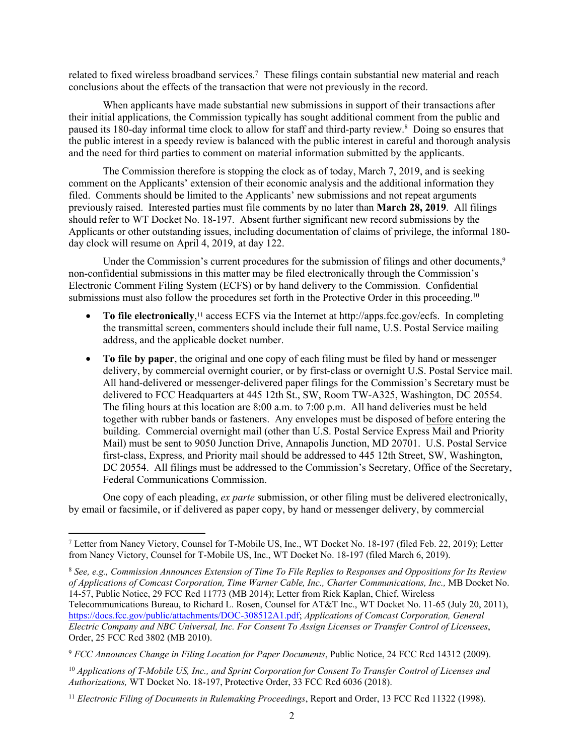related to fixed wireless broadband services.[7] These filings contain substantial new material and reach conclusions about the effects of the transaction that were not previously in the record.

When applicants have made substantial new submissions in support of their transactions after their initial applications, the Commission typically has sought additional comment from the public and paused its 180-day informal time clock to allow for staff and third-party review.[8] Doing so ensures that the public interest in a speedy review is balanced with the public interest in careful and thorough analysis and the need for third parties to comment on material information submitted by the applicants.

The Commission therefore is stopping the clock as of today, March 7, 2019, and is seeking comment on the Applicants' extension of their economic analysis and the additional information they filed. Comments should be limited to the Applicants' new submissions and not repeat arguments previously raised. Interested parties must file comments by no later than **March 28, 2019**. All filings should refer to WT Docket No. 18-197. Absent further significant new record submissions by the Applicants or other outstanding issues, including documentation of claims of privilege, the informal 180-day clock will resume on April 4, 2019, at day 122.

Under the Commission's current procedures for the submission of filings and other documents,[9] non-confidential submissions in this matter may be filed electronically through the Commission's Electronic Comment Filing System (ECFS) or by hand delivery to the Commission. Confidential submissions must also follow the procedures set forth in the Protective Order in this proceeding.[10]

- **To file electronically**,[11] access ECFS via the Internet at http://apps.fcc.gov/ecfs. In completing the transmittal screen, commenters should include their full name, U.S. Postal Service mailing address, and the applicable docket number.
- **To file by paper**, the original and one copy of each filing must be filed by hand or messenger delivery, by commercial overnight courier, or by first-class or overnight U.S. Postal Service mail. All hand-delivered or messenger-delivered paper filings for the Commission's Secretary must be delivered to FCC Headquarters at 445 12th St., SW, Room TW-A325, Washington, DC 20554. The filing hours at this location are 8:00 a.m. to 7:00 p.m. All hand deliveries must be held together with rubber bands or fasteners. Any envelopes must be disposed of before entering the building. Commercial overnight mail (other than U.S. Postal Service Express Mail and Priority Mail) must be sent to 9050 Junction Drive, Annapolis Junction, MD 20701. U.S. Postal Service first-class, Express, and Priority mail should be addressed to 445 12th Street, SW, Washington, DC 20554. All filings must be addressed to the Commission's Secretary, Office of the Secretary, Federal Communications Commission.

One copy of each pleading, *ex parte* submission, or other filing must be delivered electronically, by email or facsimile, or if delivered as paper copy, by hand or messenger delivery, by commercial

---

[7] Letter from Nancy Victory, Counsel for T-Mobile US, Inc., WT Docket No. 18-197 (filed Feb. 22, 2019); Letter from Nancy Victory, Counsel for T-Mobile US, Inc., WT Docket No. 18-197 (filed March 6, 2019).

[8] *See, e.g., Commission Announces Extension of Time To File Replies to Responses and Oppositions for Its Review of Applications of Comcast Corporation, Time Warner Cable, Inc., Charter Communications, Inc.,* MB Docket No. 14-57, Public Notice, 29 FCC Rcd 11773 (MB 2014); Letter from Rick Kaplan, Chief, Wireless Telecommunications Bureau, to Richard L. Rosen, Counsel for AT&T Inc., WT Docket No. 11-65 (July 20, 2011), https://docs.fcc.gov/public/attachments/DOC-308512A1.pdf; *Applications of Comcast Corporation, General Electric Company and NBC Universal, Inc. For Consent To Assign Licenses or Transfer Control of Licensees*, Order, 25 FCC Rcd 3802 (MB 2010).

[9] *FCC Announces Change in Filing Location for Paper Documents*, Public Notice, 24 FCC Rcd 14312 (2009).

[10] *Applications of T-Mobile US, Inc., and Sprint Corporation for Consent To Transfer Control of Licenses and Authorizations,* WT Docket No. 18-197, Protective Order, 33 FCC Rcd 6036 (2018).

[11] *Electronic Filing of Documents in Rulemaking Proceedings*, Report and Order, 13 FCC Rcd 11322 (1998).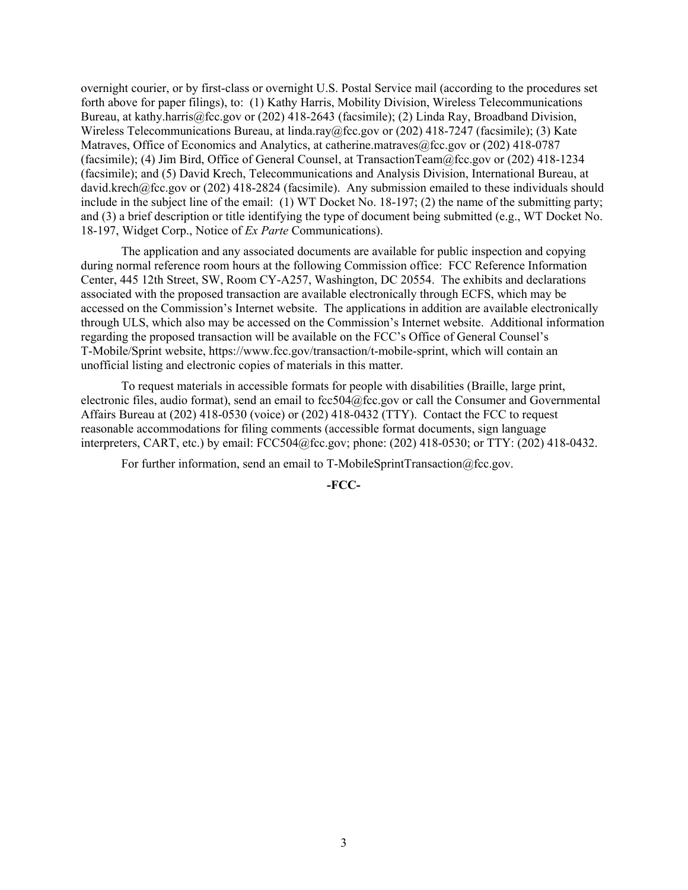overnight courier, or by first-class or overnight U.S. Postal Service mail (according to the procedures set forth above for paper filings), to: (1) Kathy Harris, Mobility Division, Wireless Telecommunications Bureau, at kathy.harris@fcc.gov or (202) 418-2643 (facsimile); (2) Linda Ray, Broadband Division, Wireless Telecommunications Bureau, at linda.ray@fcc.gov or (202) 418-7247 (facsimile); (3) Kate Matraves, Office of Economics and Analytics, at catherine.matraves@fcc.gov or (202) 418-0787 (facsimile); (4) Jim Bird, Office of General Counsel, at TransactionTeam@fcc.gov or (202) 418-1234 (facsimile); and (5) David Krech, Telecommunications and Analysis Division, International Bureau, at david.krech@fcc.gov or (202) 418-2824 (facsimile). Any submission emailed to these individuals should include in the subject line of the email: (1) WT Docket No. 18-197; (2) the name of the submitting party; and (3) a brief description or title identifying the type of document being submitted (e.g., WT Docket No. 18-197, Widget Corp., Notice of *Ex Parte* Communications).

The application and any associated documents are available for public inspection and copying during normal reference room hours at the following Commission office: FCC Reference Information Center, 445 12th Street, SW, Room CY-A257, Washington, DC 20554. The exhibits and declarations associated with the proposed transaction are available electronically through ECFS, which may be accessed on the Commission's Internet website. The applications in addition are available electronically through ULS, which also may be accessed on the Commission's Internet website. Additional information regarding the proposed transaction will be available on the FCC's Office of General Counsel's T-Mobile/Sprint website, https://www.fcc.gov/transaction/t-mobile-sprint, which will contain an unofficial listing and electronic copies of materials in this matter.

To request materials in accessible formats for people with disabilities (Braille, large print, electronic files, audio format), send an email to fcc504@fcc.gov or call the Consumer and Governmental Affairs Bureau at (202) 418-0530 (voice) or (202) 418-0432 (TTY). Contact the FCC to request reasonable accommodations for filing comments (accessible format documents, sign language interpreters, CART, etc.) by email: FCC504@fcc.gov; phone: (202) 418-0530; or TTY: (202) 418-0432.

For further information, send an email to T-MobileSprintTransaction@fcc.gov.

**-FCC-**